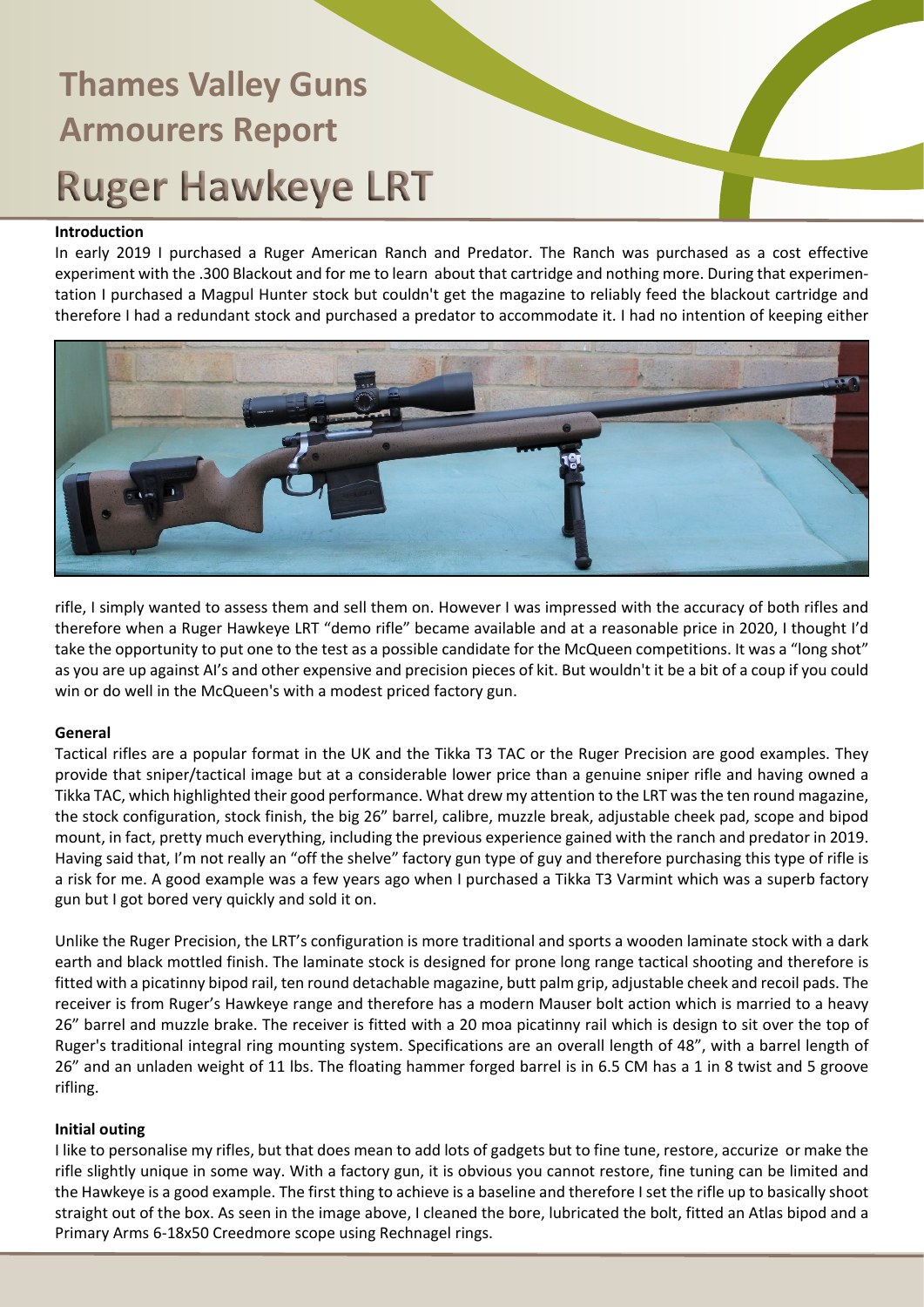# Thames Valley Guns Armourers Report

# Ruger Hawkeye LRT

## Introduction

In early 2019 I purchased a Ruger American Ranch and Predator. The Ranch was purchased as a cost effective experiment with the .300 Blackout and for me to learn about that cartridge and nothing more. During that experimentation I purchased a Magpul Hunter stock but couldn't get the magazine to reliably feed the blackout cartridge and therefore I had a redundant stock and purchased a predator to accommodate it. I had no intention of keeping either rifle, I simply wanted to assess them and sell them on. However I was impressed with the accuracy of both rifles and therefore when a Ruger Hawkeye LRT "demo rifle" became available and at a reasonable price in 2020, I thought I'd take the opportunity to put one to the test as a possible candidate for the McQueen competitions. It was a "long shot" as you are up against AI's and other expensive and precision pieces of kit. But wouldn't it be a bit of a coup if you could win or do well in the McQueen's with a modest priced factory gun.

## General

Tactical rifles are a popular format in the UK and the Tikka T3 TAC or the Ruger Precision are good examples. They provide that sniper/tactical image but at a considerable lower price than a genuine sniper rifle and having owned a Tikka TAC, which highlighted their good performance. What drew my attention to the LRT was the ten round magazine, the stock configuration, stock finish, the big 26" barrel, calibre, muzzle break, adjustable cheek pad, scope and bipod mount, in fact, pretty much everything, including the previous experience gained with the ranch and predator in 2019. Having said that, I'm not really an "off the shelve" factory gun type of guy and therefore purchasing this type of rifle is a risk for me. A good example was a few years ago when I purchased a Tikka T3 Varmint which was a superb factory gun but I got bored very quickly and sold it on.

Unlike the Ruger Precision, the LRT's configuration is more traditional and sports a wooden laminate stock with a dark earth and black mottled finish. The laminate stock is designed for prone long range tactical shooting and therefore is fitted with a picatinny bipod rail, ten round detachable magazine, butt palm grip, adjustable cheek and recoil pads. The receiver is from Ruger's Hawkeye range and therefore has a modern Mauser bolt action which is married to a heavy 26" barrel and muzzle brake. The receiver is fitted with a 20 moa picatinny rail which is design to sit over the top of Ruger's traditional integral ring mounting system. Specifications are an overall length of 48", with a barrel length of 26" and an unladen weight of 11 lbs. The floating hammer forged barrel is in 6.5 CM has a 1 in 8 twist and 5 groove rifling.

## Initial outing

I like to personalise my rifles, but that does mean to add lots of gadgets but to fine tune, restore, accurize or make the rifle slightly unique in some way. With a factory gun, it is obvious you cannot restore, fine tuning can be limited and the Hawkeye is a good example. The first thing to achieve is a baseline and therefore I set the rifle up to basically shoot straight out of the box. As seen in the image above, I cleaned the bore, lubricated the bolt, fitted an Atlas bipod and a Primary Arms 6-18x50 Creedmore scope using Rechnagel rings.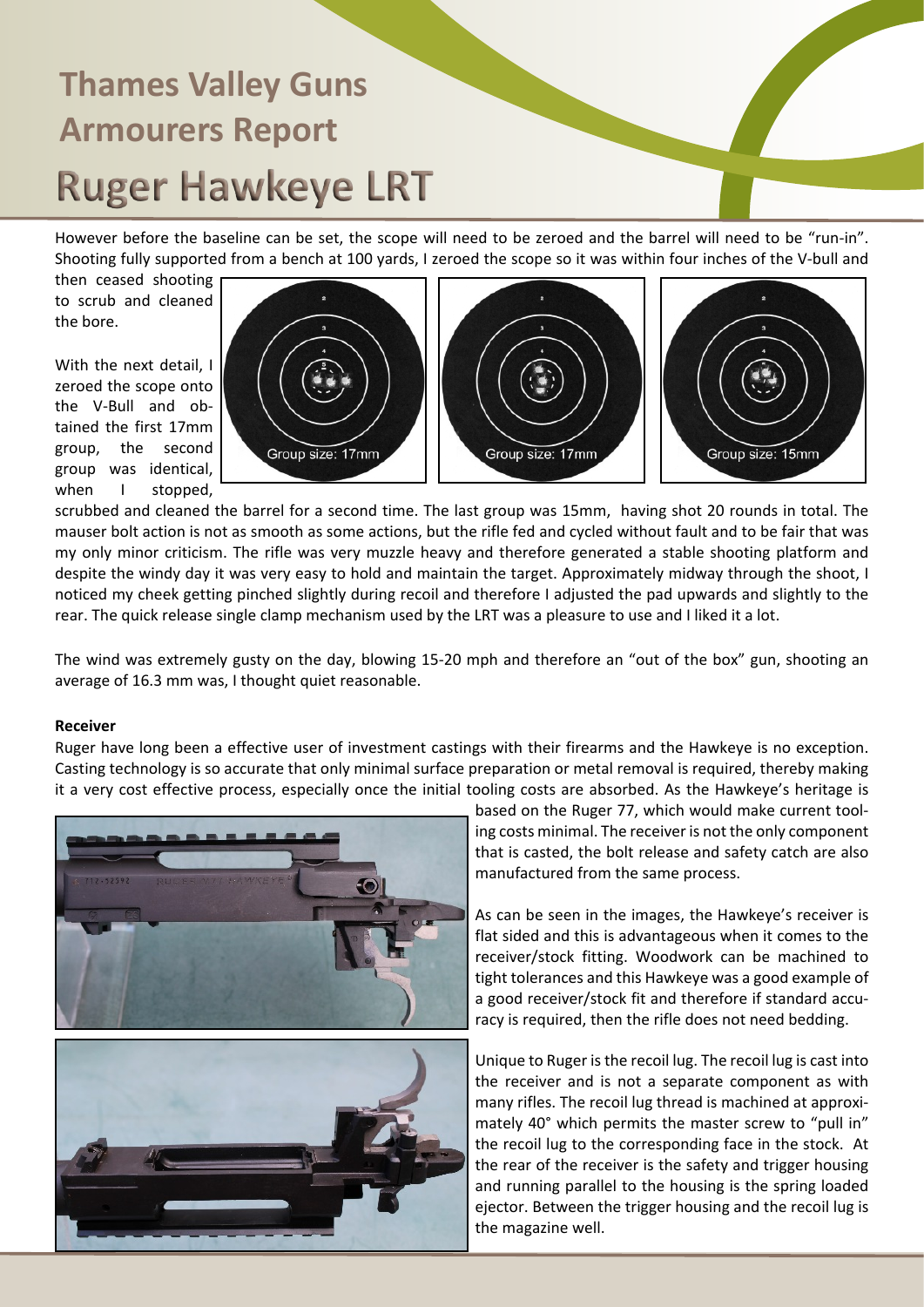However before the baseline can be set, the scope will need to be zeroed and the barrel will need to be "run-in". Shooting fully supported from a bench at 100 yards, I zeroed the scope so it was within four inches of the V-bull and then ceased shooting to scrub and cleaned the bore.

With the next detail, I zeroed the scope onto the V-Bull and obtained the first 17mm group, the second group was identical, when I stopped, scrubbed and cleaned the barrel for a second time. The last group was 15mm, having shot 20 rounds in total. The mauser bolt action is not as smooth as some actions, but the rifle fed and cycled without fault and to be fair that was my only minor criticism. The rifle was very muzzle heavy and therefore generated a stable shooting platform and despite the windy day it was very easy to hold and maintain the target. Approximately midway through the shoot, I noticed my cheek getting pinched slightly during recoil and therefore I adjusted the pad upwards and slightly to the rear. The quick release single clamp mechanism used by the LRT was a pleasure to use and I liked it a lot.

Group size: 17mm

Group size: 17mm

Group size: 15mm

The wind was extremely gusty on the day, blowing 15-20 mph and therefore an "out of the box" gun, shooting an average of 16.3 mm was, I thought quiet reasonable.

**Receiver**

Ruger have long been a effective user of investment castings with their firearms and the Hawkeye is no exception. Casting technology is so accurate that only minimal surface preparation or metal removal is required, thereby making it a very cost effective process, especially once the initial tooling costs are absorbed. As the Hawkeye's heritage is based on the Ruger 77, which would make current tooling costs minimal. The receiver is not the only component that is casted, the bolt release and safety catch are also manufactured from the same process.

As can be seen in the images, the Hawkeye's receiver is flat sided and this is advantageous when it comes to the receiver/stock fitting. Woodwork can be machined to tight tolerances and this Hawkeye was a good example of a good receiver/stock fit and therefore if standard accuracy is required, then the rifle does not need bedding.

Unique to Ruger is the recoil lug. The recoil lug is cast into the receiver and is not a separate component as with many rifles. The recoil lug thread is machined at approximately 40° which permits the master screw to "pull in" the recoil lug to the corresponding face in the stock. At the rear of the receiver is the safety and trigger housing and running parallel to the housing is the spring loaded ejector. Between the trigger housing and the recoil lug is the magazine well.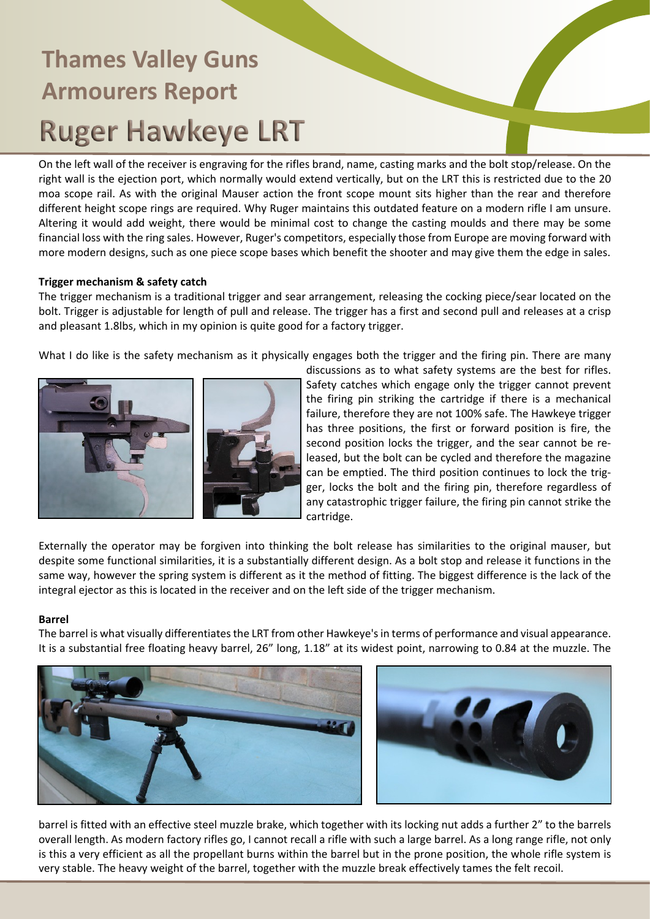# Thames Valley Guns Armourers Report

# Ruger Hawkeye LRT

On the left wall of the receiver is engraving for the rifles brand, name, casting marks and the bolt stop/release. On the right wall is the ejection port, which normally would extend vertically, but on the LRT this is restricted due to the 20 moa scope rail. As with the original Mauser action the front scope mount sits higher than the rear and therefore different height scope rings are required. Why Ruger maintains this outdated feature on a modern rifle I am unsure. Altering it would add weight, there would be minimal cost to change the casting moulds and there may be some financial loss with the ring sales. However, Ruger's competitors, especially those from Europe are moving forward with more modern designs, such as one piece scope bases which benefit the shooter and may give them the edge in sales.

**Trigger mechanism & safety catch**

The trigger mechanism is a traditional trigger and sear arrangement, releasing the cocking piece/sear located on the bolt. Trigger is adjustable for length of pull and release. The trigger has a first and second pull and releases at a crisp and pleasant 1.8lbs, which in my opinion is quite good for a factory trigger.

What I do like is the safety mechanism as it physically engages both the trigger and the firing pin. There are many discussions as to what safety systems are the best for rifles. Safety catches which engage only the trigger cannot prevent the firing pin striking the cartridge if there is a mechanical failure, therefore they are not 100% safe. The Hawkeye trigger has three positions, the first or forward position is fire, the second position locks the trigger, and the sear cannot be released, but the bolt can be cycled and therefore the magazine can be emptied. The third position continues to lock the trigger, locks the bolt and the firing pin, therefore regardless of any catastrophic trigger failure, the firing pin cannot strike the cartridge.

Externally the operator may be forgiven into thinking the bolt release has similarities to the original mauser, but despite some functional similarities, it is a substantially different design. As a bolt stop and release it functions in the same way, however the spring system is different as it the method of fitting. The biggest difference is the lack of the integral ejector as this is located in the receiver and on the left side of the trigger mechanism.

**Barrel**

The barrel is what visually differentiates the LRT from other Hawkeye's in terms of performance and visual appearance. It is a substantial free floating heavy barrel, 26" long, 1.18" at its widest point, narrowing to 0.84 at the muzzle. The barrel is fitted with an effective steel muzzle brake, which together with its locking nut adds a further 2" to the barrels overall length. As modern factory rifles go, I cannot recall a rifle with such a large barrel. As a long range rifle, not only is this a very efficient as all the propellant burns within the barrel but in the prone position, the whole rifle system is very stable. The heavy weight of the barrel, together with the muzzle break effectively tames the felt recoil.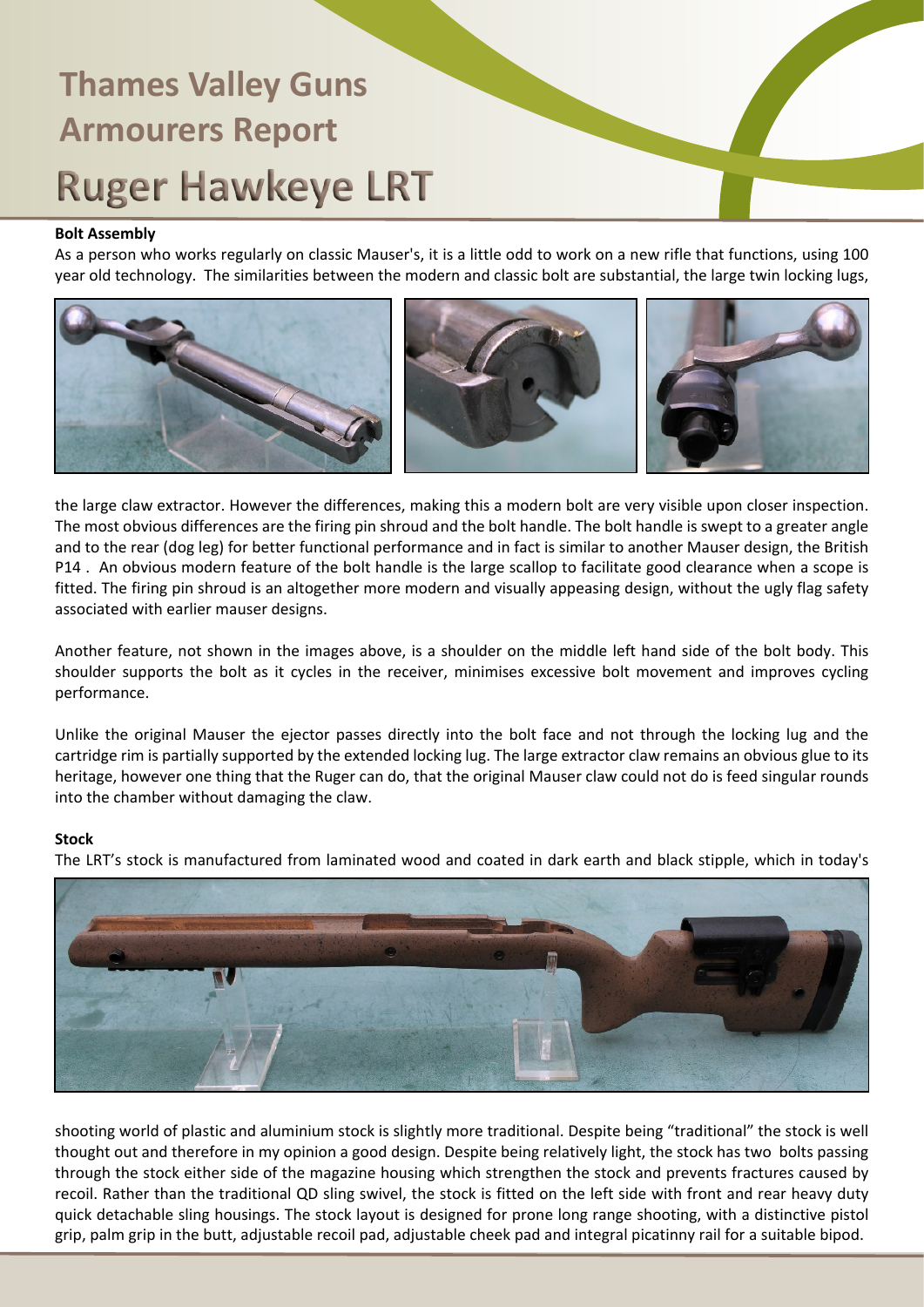# Thames Valley Guns Armourers Report

# Ruger Hawkeye LRT

**Bolt Assembly**

As a person who works regularly on classic Mauser's, it is a little odd to work on a new rifle that functions, using 100 year old technology. The similarities between the modern and classic bolt are substantial, the large twin locking lugs, the large claw extractor. However the differences, making this a modern bolt are very visible upon closer inspection. The most obvious differences are the firing pin shroud and the bolt handle. The bolt handle is swept to a greater angle and to the rear (dog leg) for better functional performance and in fact is similar to another Mauser design, the British P14 . An obvious modern feature of the bolt handle is the large scallop to facilitate good clearance when a scope is fitted. The firing pin shroud is an altogether more modern and visually appeasing design, without the ugly flag safety associated with earlier mauser designs.

Another feature, not shown in the images above, is a shoulder on the middle left hand side of the bolt body. This shoulder supports the bolt as it cycles in the receiver, minimises excessive bolt movement and improves cycling performance.

Unlike the original Mauser the ejector passes directly into the bolt face and not through the locking lug and the cartridge rim is partially supported by the extended locking lug. The large extractor claw remains an obvious glue to its heritage, however one thing that the Ruger can do, that the original Mauser claw could not do is feed singular rounds into the chamber without damaging the claw.

**Stock**

The LRT's stock is manufactured from laminated wood and coated in dark earth and black stipple, which in today's shooting world of plastic and aluminium stock is slightly more traditional. Despite being "traditional" the stock is well thought out and therefore in my opinion a good design. Despite being relatively light, the stock has two bolts passing through the stock either side of the magazine housing which strengthen the stock and prevents fractures caused by recoil. Rather than the traditional QD sling swivel, the stock is fitted on the left side with front and rear heavy duty quick detachable sling housings. The stock layout is designed for prone long range shooting, with a distinctive pistol grip, palm grip in the butt, adjustable recoil pad, adjustable cheek pad and integral picatinny rail for a suitable bipod.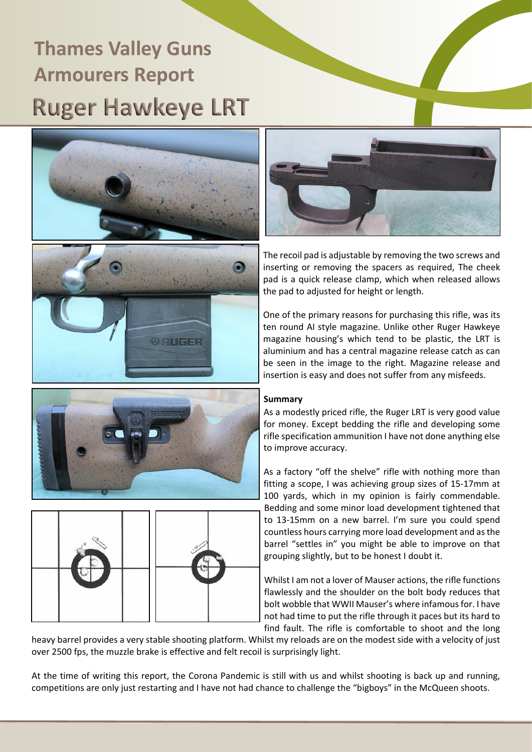# Thames Valley Guns Armourers Report

## Ruger Hawkeye LRT

The recoil pad is adjustable by removing the two screws and inserting or removing the spacers as required, The cheek pad is a quick release clamp, which when released allows the pad to adjusted for height or length.

One of the primary reasons for purchasing this rifle, was its ten round AI style magazine. Unlike other Ruger Hawkeye magazine housing's which tend to be plastic, the LRT is aluminium and has a central magazine release catch as can be seen in the image to the right. Magazine release and insertion is easy and does not suffer from any misfeeds.

**Summary**

As a modestly priced rifle, the Ruger LRT is very good value for money. Except bedding the rifle and developing some rifle specification ammunition I have not done anything else to improve accuracy.

As a factory "off the shelve" rifle with nothing more than fitting a scope, I was achieving group sizes of 15-17mm at 100 yards, which in my opinion is fairly commendable. Bedding and some minor load development tightened that to 13-15mm on a new barrel. I'm sure you could spend countless hours carrying more load development and as the barrel "settles in" you might be able to improve on that grouping slightly, but to be honest I doubt it.

Whilst I am not a lover of Mauser actions, the rifle functions flawlessly and the shoulder on the bolt body reduces that bolt wobble that WWII Mauser's where infamous for. I have not had time to put the rifle through it paces but its hard to find fault. The rifle is comfortable to shoot and the long heavy barrel provides a very stable shooting platform. Whilst my reloads are on the modest side with a velocity of just over 2500 fps, the muzzle brake is effective and felt recoil is surprisingly light.

At the time of writing this report, the Corona Pandemic is still with us and whilst shooting is back up and running, competitions are only just restarting and I have not had chance to challenge the "bigboys" in the McQueen shoots.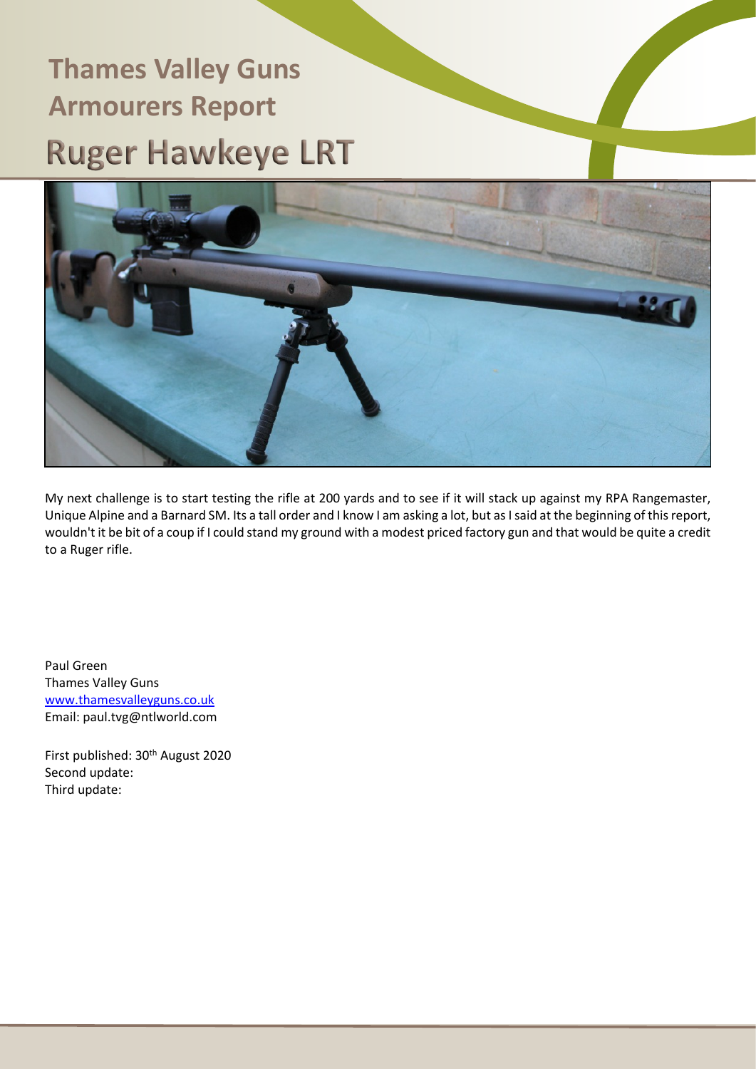# Thames Valley Guns Armourers Report

# Ruger Hawkeye LRT

My next challenge is to start testing the rifle at 200 yards and to see if it will stack up against my RPA Rangemaster, Unique Alpine and a Barnard SM. Its a tall order and I know I am asking a lot, but as I said at the beginning of this report, wouldn't it be bit of a coup if I could stand my ground with a modest priced factory gun and that would be quite a credit to a Ruger rifle.

Paul Green
Thames Valley Guns
www.thamesvalleyguns.co.uk
Email: paul.tvg@ntlworld.com

First published: 30th August 2020
Second update:
Third update: